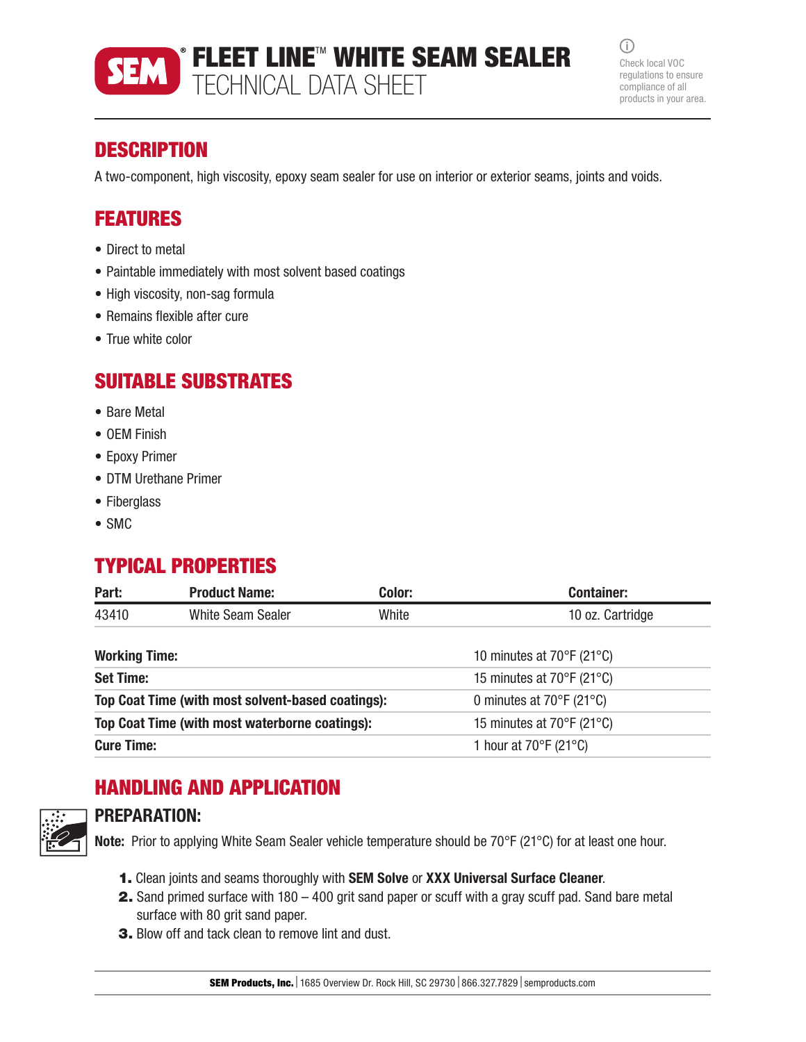# SEM® FLEET LINE™ WHITE SEAM SEALER
## TECHNICAL DATA SHEET

Check local VOC regulations to ensure compliance of all products in your area.

## DESCRIPTION

A two-component, high viscosity, epoxy seam sealer for use on interior or exterior seams, joints and voids.

## FEATURES

- Direct to metal
- Paintable immediately with most solvent based coatings
- High viscosity, non-sag formula
- Remains flexible after cure
- True white color

## SUITABLE SUBSTRATES

- Bare Metal
- OEM Finish
- Epoxy Primer
- DTM Urethane Primer
- Fiberglass
- SMC

## TYPICAL PROPERTIES

| Part: | Product Name: | Color: | Container: |
|---|---|---|---|
| 43410 | White Seam Sealer | White | 10 oz. Cartridge |

| | |
|---|---|
| **Working Time:** | 10 minutes at 70°F (21°C) |
| **Set Time:** | 15 minutes at 70°F (21°C) |
| **Top Coat Time (with most solvent-based coatings):** | 0 minutes at 70°F (21°C) |
| **Top Coat Time (with most waterborne coatings):** | 15 minutes at 70°F (21°C) |
| **Cure Time:** | 1 hour at 70°F (21°C) |

## HANDLING AND APPLICATION

### PREPARATION:

**Note:** Prior to applying White Seam Sealer vehicle temperature should be 70°F (21°C) for at least one hour.

1. Clean joints and seams thoroughly with **SEM Solve** or **XXX Universal Surface Cleaner**.
2. Sand primed surface with 180 – 400 grit sand paper or scuff with a gray scuff pad. Sand bare metal surface with 80 grit sand paper.
3. Blow off and tack clean to remove lint and dust.

**SEM Products, Inc.** | 1685 Overview Dr. Rock Hill, SC 29730 | 866.327.7829 | semproducts.com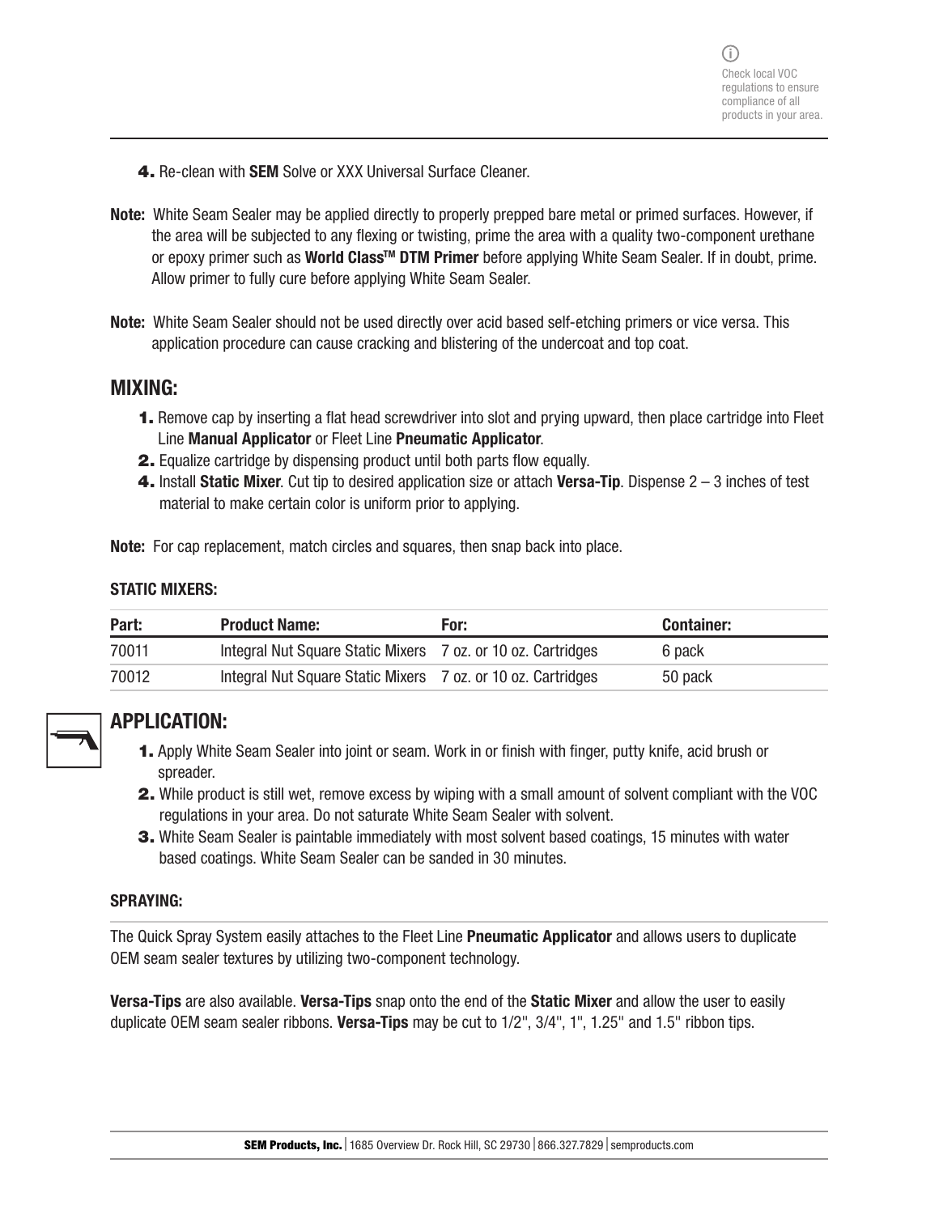ⓘ Check local VOC regulations to ensure compliance of all products in your area.

4. Re-clean with **SEM** Solve or XXX Universal Surface Cleaner.

**Note:** White Seam Sealer may be applied directly to properly prepped bare metal or primed surfaces. However, if the area will be subjected to any flexing or twisting, prime the area with a quality two-component urethane or epoxy primer such as **World Class™ DTM Primer** before applying White Seam Sealer. If in doubt, prime. Allow primer to fully cure before applying White Seam Sealer.

**Note:** White Seam Sealer should not be used directly over acid based self-etching primers or vice versa. This application procedure can cause cracking and blistering of the undercoat and top coat.

## MIXING:

1. Remove cap by inserting a flat head screwdriver into slot and prying upward, then place cartridge into Fleet Line **Manual Applicator** or Fleet Line **Pneumatic Applicator**.
2. Equalize cartridge by dispensing product until both parts flow equally.
4. Install **Static Mixer**. Cut tip to desired application size or attach **Versa-Tip**. Dispense 2 – 3 inches of test material to make certain color is uniform prior to applying.

**Note:** For cap replacement, match circles and squares, then snap back into place.

### STATIC MIXERS:

| Part: | Product Name: | For: | Container: |
|---|---|---|---|
| 70011 | Integral Nut Square Static Mixers | 7 oz. or 10 oz. Cartridges | 6 pack |
| 70012 | Integral Nut Square Static Mixers | 7 oz. or 10 oz. Cartridges | 50 pack |

## APPLICATION:

1. Apply White Seam Sealer into joint or seam. Work in or finish with finger, putty knife, acid brush or spreader.
2. While product is still wet, remove excess by wiping with a small amount of solvent compliant with the VOC regulations in your area. Do not saturate White Seam Sealer with solvent.
3. White Seam Sealer is paintable immediately with most solvent based coatings, 15 minutes with water based coatings. White Seam Sealer can be sanded in 30 minutes.

### SPRAYING:

The Quick Spray System easily attaches to the Fleet Line **Pneumatic Applicator** and allows users to duplicate OEM seam sealer textures by utilizing two-component technology.

**Versa-Tips** are also available. **Versa-Tips** snap onto the end of the **Static Mixer** and allow the user to easily duplicate OEM seam sealer ribbons. **Versa-Tips** may be cut to 1/2", 3/4", 1", 1.25" and 1.5" ribbon tips.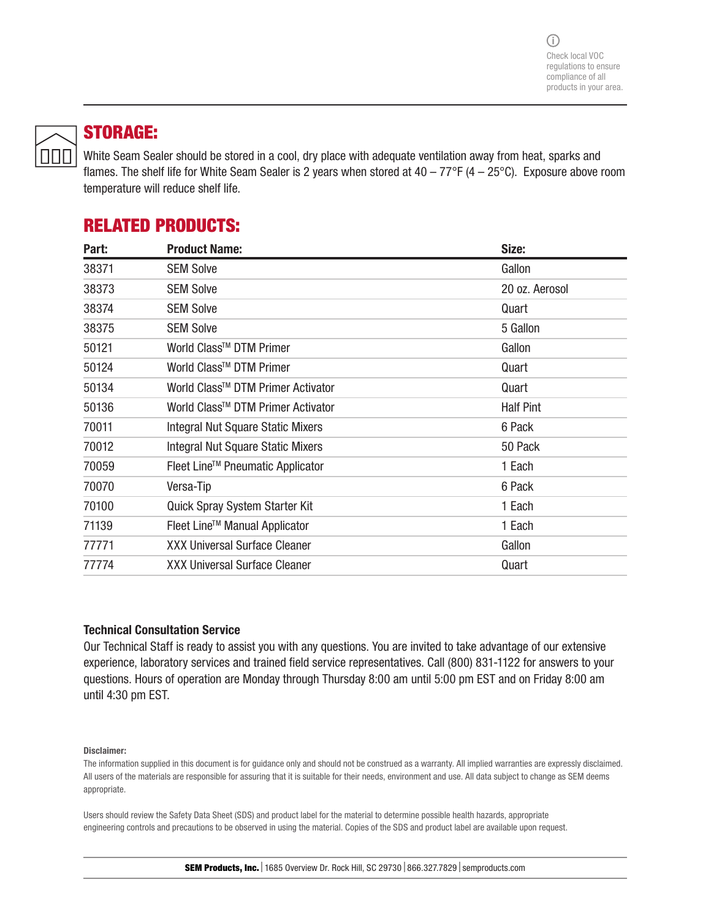Check local VOC regulations to ensure compliance of all products in your area.

## STORAGE:

White Seam Sealer should be stored in a cool, dry place with adequate ventilation away from heat, sparks and flames. The shelf life for White Seam Sealer is 2 years when stored at 40 – 77°F (4 – 25°C). Exposure above room temperature will reduce shelf life.

## RELATED PRODUCTS:

| Part: | Product Name: | Size: |
|---|---|---|
| 38371 | SEM Solve | Gallon |
| 38373 | SEM Solve | 20 oz. Aerosol |
| 38374 | SEM Solve | Quart |
| 38375 | SEM Solve | 5 Gallon |
| 50121 | World Class™ DTM Primer | Gallon |
| 50124 | World Class™ DTM Primer | Quart |
| 50134 | World Class™ DTM Primer Activator | Quart |
| 50136 | World Class™ DTM Primer Activator | Half Pint |
| 70011 | Integral Nut Square Static Mixers | 6 Pack |
| 70012 | Integral Nut Square Static Mixers | 50 Pack |
| 70059 | Fleet Line™ Pneumatic Applicator | 1 Each |
| 70070 | Versa-Tip | 6 Pack |
| 70100 | Quick Spray System Starter Kit | 1 Each |
| 71139 | Fleet Line™ Manual Applicator | 1 Each |
| 77771 | XXX Universal Surface Cleaner | Gallon |
| 77774 | XXX Universal Surface Cleaner | Quart |

**Technical Consultation Service**

Our Technical Staff is ready to assist you with any questions. You are invited to take advantage of our extensive experience, laboratory services and trained field service representatives. Call (800) 831-1122 for answers to your questions. Hours of operation are Monday through Thursday 8:00 am until 5:00 pm EST and on Friday 8:00 am until 4:30 pm EST.

**Disclaimer:**

The information supplied in this document is for guidance only and should not be construed as a warranty. All implied warranties are expressly disclaimed. All users of the materials are responsible for assuring that it is suitable for their needs, environment and use. All data subject to change as SEM deems appropriate.

Users should review the Safety Data Sheet (SDS) and product label for the material to determine possible health hazards, appropriate engineering controls and precautions to be observed in using the material. Copies of the SDS and product label are available upon request.

**SEM Products, Inc.** | 1685 Overview Dr. Rock Hill, SC 29730 | 866.327.7829 | semproducts.com